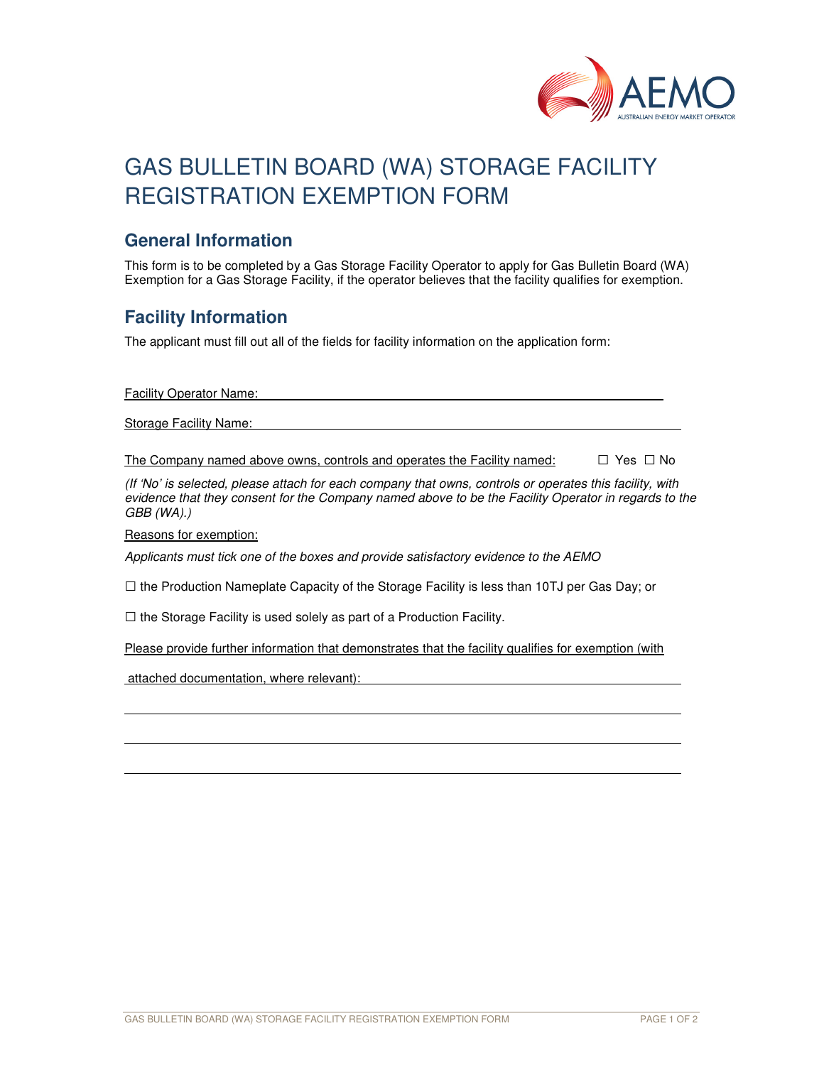# GAS BULLETIN BOARD (WA) STORAGE FACILITY REGISTRATION EXEMPTION FORM

## General Information

This form is to be completed by a Gas Storage Facility Operator to apply for Gas Bulletin Board (WA) Exemption for a Gas Storage Facility, if the operator believes that the facility qualifies for exemption.

## Facility Information

The applicant must fill out all of the fields for facility information on the application form:

Facility Operator Name: ______________________________________________

Storage Facility Name: ______________________________________________

The Company named above owns, controls and operates the Facility named: ☐ Yes ☐ No

*(If 'No' is selected, please attach for each company that owns, controls or operates this facility, with evidence that they consent for the Company named above to be the Facility Operator in regards to the GBB (WA).)*

Reasons for exemption:

*Applicants must tick one of the boxes and provide satisfactory evidence to the AEMO*

☐ the Production Nameplate Capacity of the Storage Facility is less than 10TJ per Gas Day; or

☐ the Storage Facility is used solely as part of a Production Facility.

Please provide further information that demonstrates that the facility qualifies for exemption (with attached documentation, where relevant): ______________________________________________

______________________________________________

______________________________________________

______________________________________________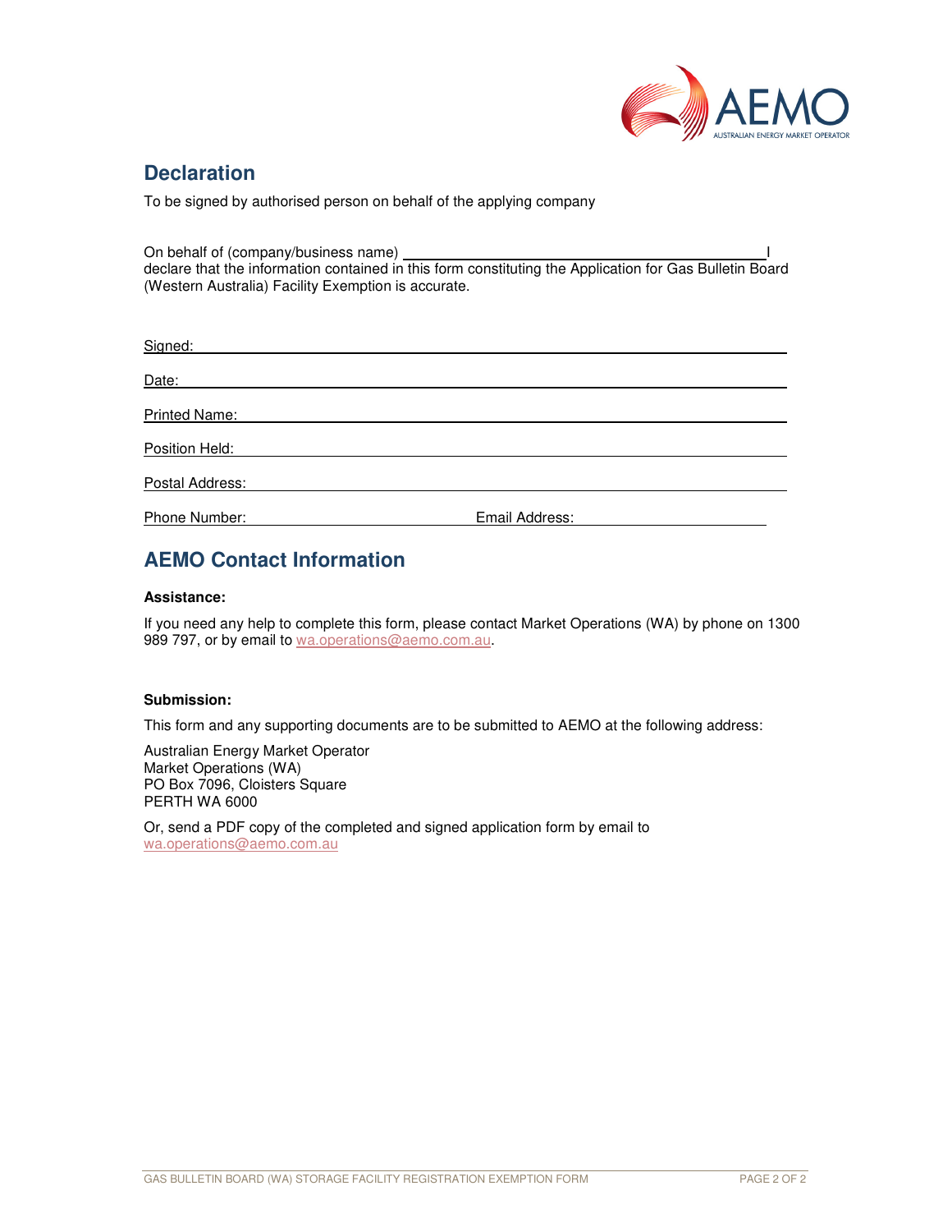## Declaration

To be signed by authorised person on behalf of the applying company

On behalf of (company/business name) ______________________________ I declare that the information contained in this form constituting the Application for Gas Bulletin Board (Western Australia) Facility Exemption is accurate.

Signed: ______________________________

Date: ______________________________

Printed Name: ______________________________

Position Held: ______________________________

Postal Address: ______________________________

Phone Number: ______________________________ Email Address: ______________________________

## AEMO Contact Information

**Assistance:**

If you need any help to complete this form, please contact Market Operations (WA) by phone on 1300 989 797, or by email to wa.operations@aemo.com.au.

**Submission:**

This form and any supporting documents are to be submitted to AEMO at the following address:

Australian Energy Market Operator
Market Operations (WA)
PO Box 7096, Cloisters Square
PERTH WA 6000

Or, send a PDF copy of the completed and signed application form by email to wa.operations@aemo.com.au